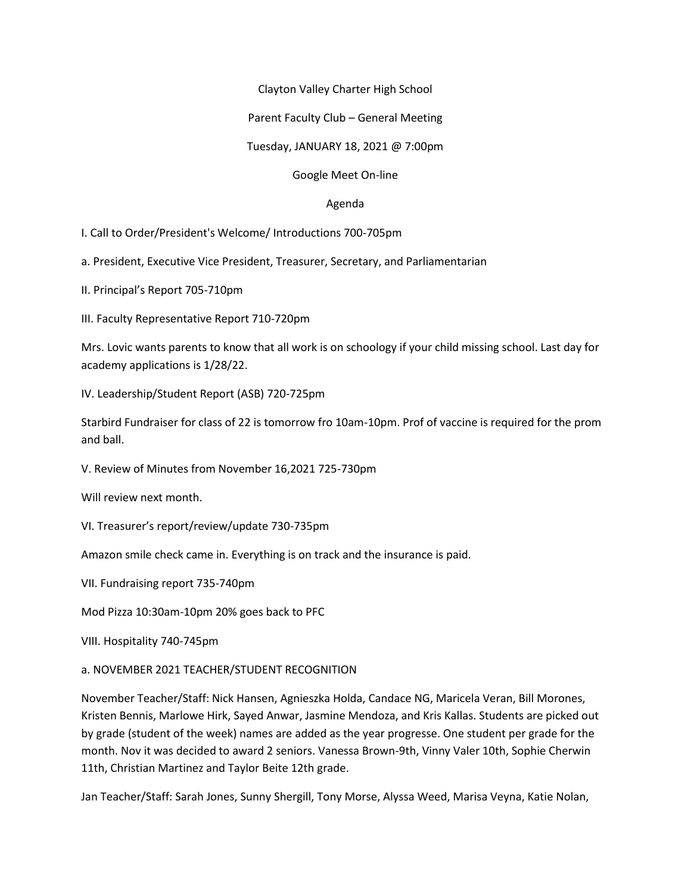Clayton Valley Charter High School

Parent Faculty Club – General Meeting

Tuesday, JANUARY 18, 2021 @ 7:00pm

Google Meet On-line

Agenda

I. Call to Order/President's Welcome/ Introductions 700-705pm

a. President, Executive Vice President, Treasurer, Secretary, and Parliamentarian

II. Principal's Report 705-710pm

III. Faculty Representative Report 710-720pm

Mrs. Lovic wants parents to know that all work is on schoology if your child missing school. Last day for academy applications is 1/28/22.

IV. Leadership/Student Report (ASB) 720-725pm

Starbird Fundraiser for class of 22 is tomorrow fro 10am-10pm. Prof of vaccine is required for the prom and ball.

V. Review of Minutes from November 16,2021 725-730pm

Will review next month.

VI. Treasurer's report/review/update 730-735pm

Amazon smile check came in. Everything is on track and the insurance is paid.

VII. Fundraising report 735-740pm

Mod Pizza 10:30am-10pm 20% goes back to PFC

VIII. Hospitality 740-745pm

a. NOVEMBER 2021 TEACHER/STUDENT RECOGNITION

November Teacher/Staff: Nick Hansen, Agnieszka Holda, Candace NG, Maricela Veran, Bill Morones, Kristen Bennis, Marlowe Hirk, Sayed Anwar, Jasmine Mendoza, and Kris Kallas. Students are picked out by grade (student of the week) names are added as the year progresse. One student per grade for the month. Nov it was decided to award 2 seniors. Vanessa Brown-9th, Vinny Valer 10th, Sophie Cherwin 11th, Christian Martinez and Taylor Beite 12th grade.

Jan Teacher/Staff: Sarah Jones, Sunny Shergill, Tony Morse, Alyssa Weed, Marisa Veyna, Katie Nolan,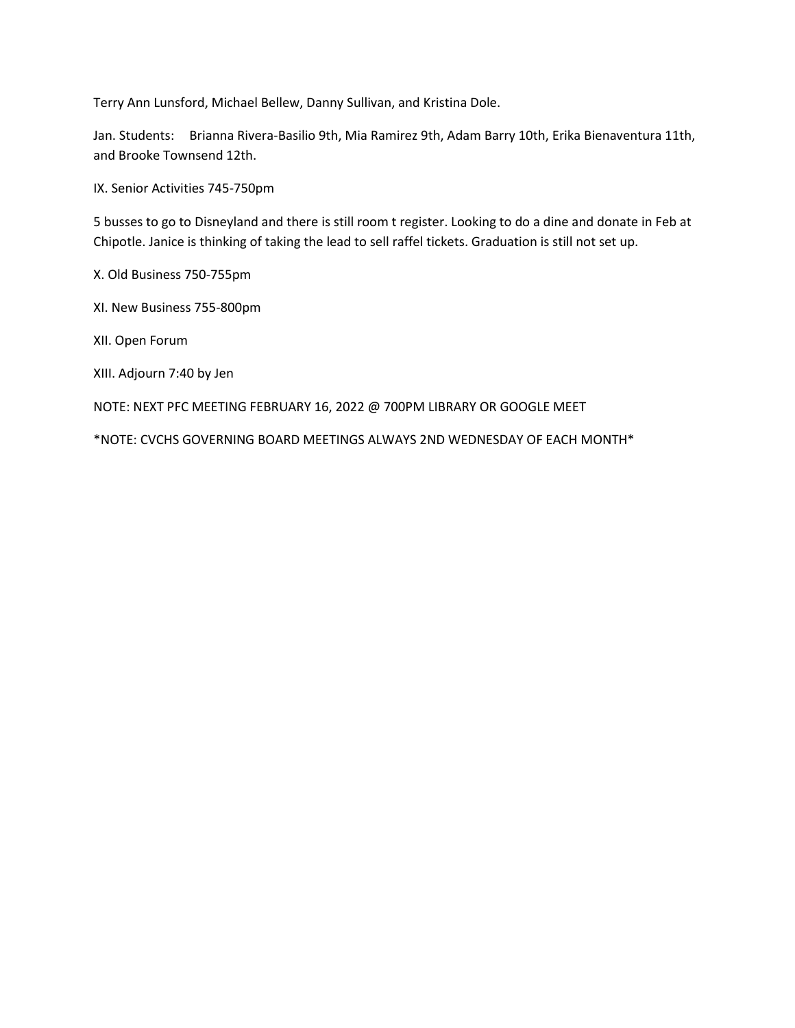Terry Ann Lunsford, Michael Bellew, Danny Sullivan, and Kristina Dole.

Jan. Students: Brianna Rivera-Basilio 9th, Mia Ramirez 9th, Adam Barry 10th, Erika Bienaventura 11th, and Brooke Townsend 12th.

IX. Senior Activities 745-750pm

5 busses to go to Disneyland and there is still room t register. Looking to do a dine and donate in Feb at Chipotle. Janice is thinking of taking the lead to sell raffel tickets. Graduation is still not set up.

X. Old Business 750-755pm

XI. New Business 755-800pm

XII. Open Forum

XIII. Adjourn 7:40 by Jen

NOTE: NEXT PFC MEETING FEBRUARY 16, 2022 @ 700PM LIBRARY OR GOOGLE MEET

*NOTE: CVCHS GOVERNING BOARD MEETINGS ALWAYS 2ND WEDNESDAY OF EACH MONTH*